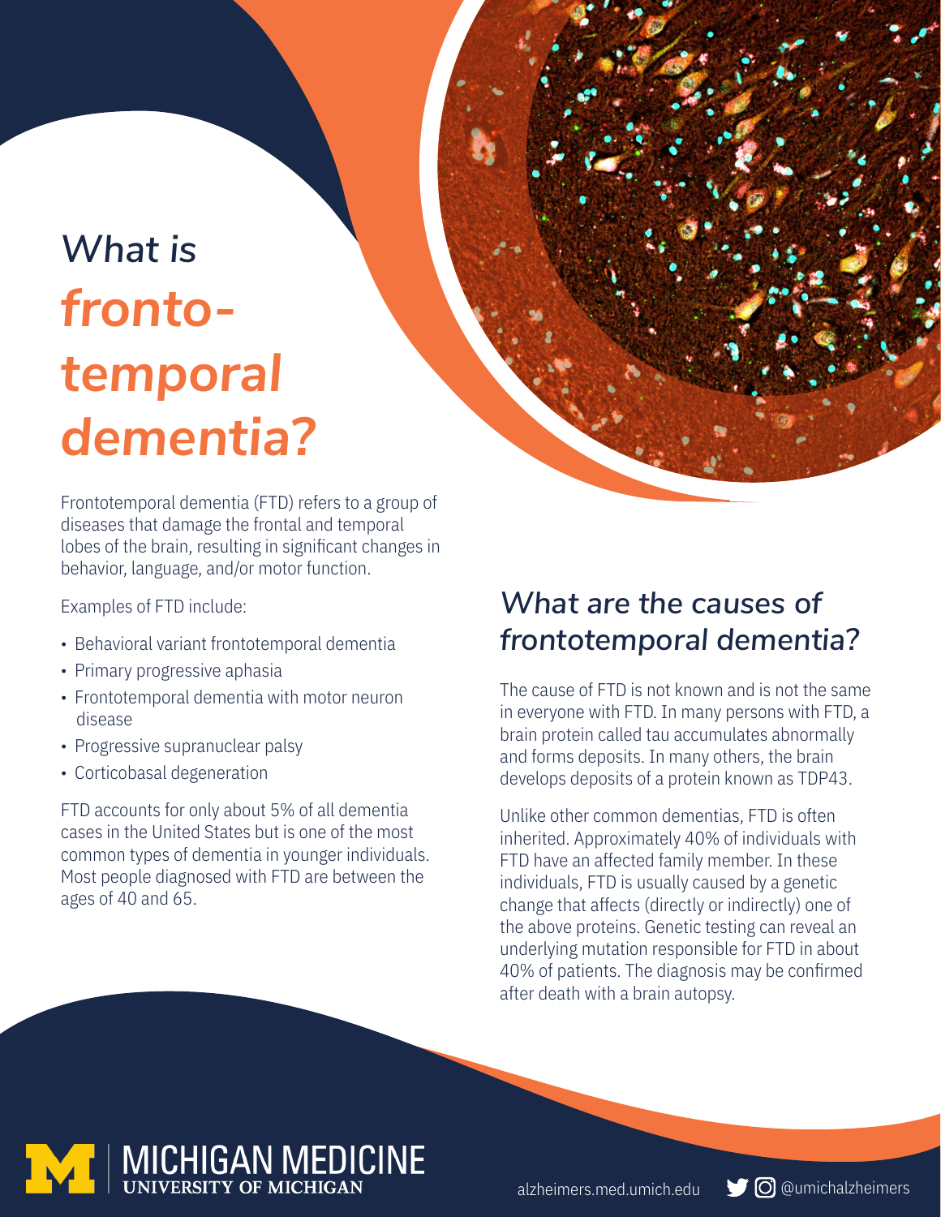# What is *frontotemporal dementia?*

Frontotemporal dementia (FTD) refers to a group of diseases that damage the frontal and temporal lobes of the brain, resulting in significant changes in behavior, language, and/or motor function.

Examples of FTD include:

- Behavioral variant frontotemporal dementia
- Primary progressive aphasia
- Frontotemporal dementia with motor neuron disease
- Progressive supranuclear palsy
- Corticobasal degeneration

FTD accounts for only about 5% of all dementia cases in the United States but is one of the most common types of dementia in younger individuals. Most people diagnosed with FTD are between the ages of 40 and 65.

## *What are the causes of frontotemporal dementia?*

The cause of FTD is not known and is not the same in everyone with FTD. In many persons with FTD, a brain protein called tau accumulates abnormally and forms deposits. In many others, the brain develops deposits of a protein known as TDP43.

Unlike other common dementias, FTD is often inherited. Approximately 40% of individuals with FTD have an affected family member. In these individuals, FTD is usually caused by a genetic change that affects (directly or indirectly) one of the above proteins. Genetic testing can reveal an underlying mutation responsible for FTD in about 40% of patients. The diagnosis may be confirmed after death with a brain autopsy.

MICHIGAN MEDICINE
UNIVERSITY OF MICHIGAN

alzheimers.med.umich.edu @umichalzheimers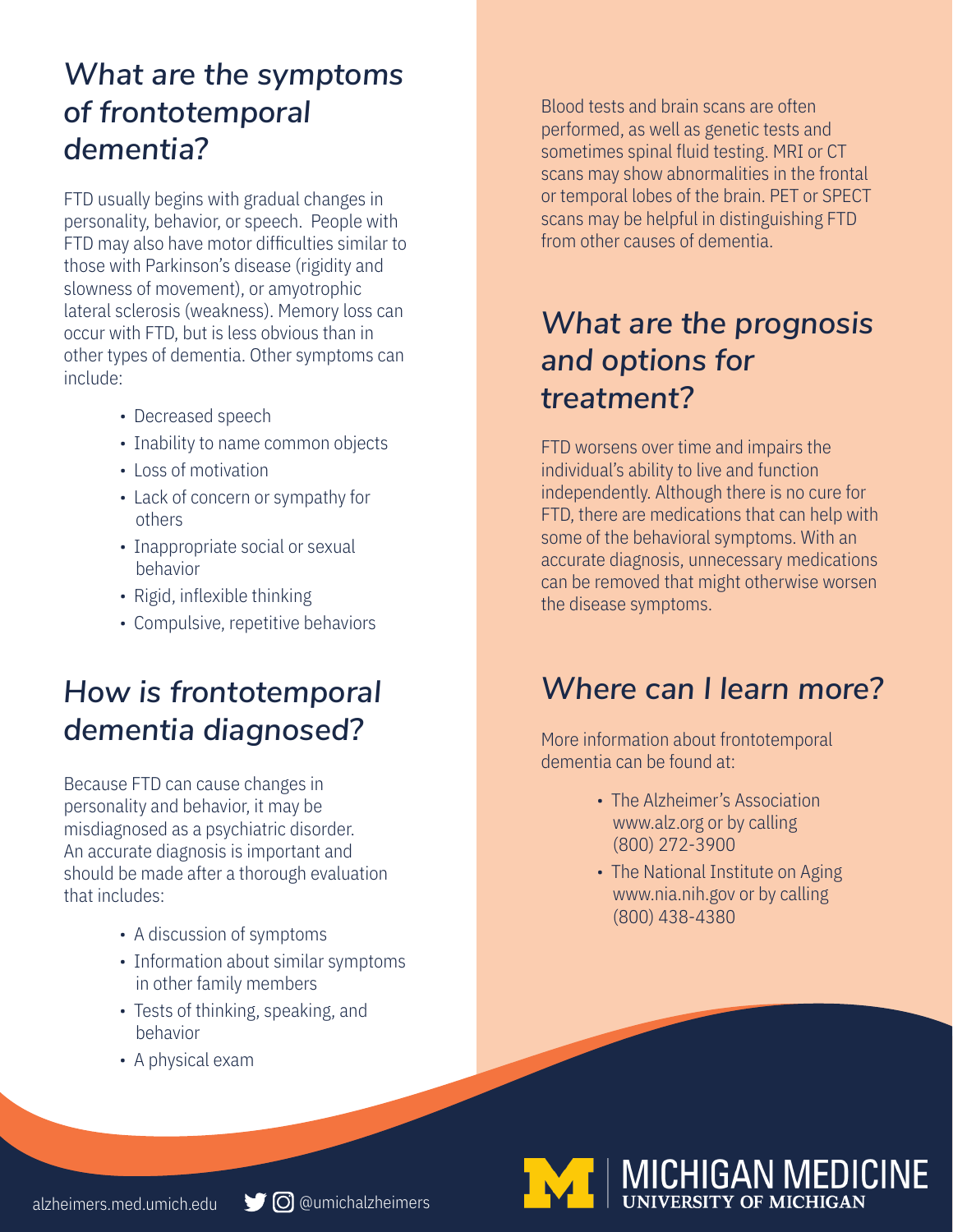## What are the symptoms of frontotemporal dementia?

FTD usually begins with gradual changes in personality, behavior, or speech. People with FTD may also have motor difficulties similar to those with Parkinson's disease (rigidity and slowness of movement), or amyotrophic lateral sclerosis (weakness). Memory loss can occur with FTD, but is less obvious than in other types of dementia. Other symptoms can include:

- Decreased speech
- Inability to name common objects
- Loss of motivation
- Lack of concern or sympathy for others
- Inappropriate social or sexual behavior
- Rigid, inflexible thinking
- Compulsive, repetitive behaviors

## How is frontotemporal dementia diagnosed?

Because FTD can cause changes in personality and behavior, it may be misdiagnosed as a psychiatric disorder. An accurate diagnosis is important and should be made after a thorough evaluation that includes:

- A discussion of symptoms
- Information about similar symptoms in other family members
- Tests of thinking, speaking, and behavior
- A physical exam

Blood tests and brain scans are often performed, as well as genetic tests and sometimes spinal fluid testing. MRI or CT scans may show abnormalities in the frontal or temporal lobes of the brain. PET or SPECT scans may be helpful in distinguishing FTD from other causes of dementia.

## What are the prognosis and options for treatment?

FTD worsens over time and impairs the individual's ability to live and function independently. Although there is no cure for FTD, there are medications that can help with some of the behavioral symptoms. With an accurate diagnosis, unnecessary medications can be removed that might otherwise worsen the disease symptoms.

## Where can I learn more?

More information about frontotemporal dementia can be found at:

- The Alzheimer's Association www.alz.org or by calling (800) 272-3900
- The National Institute on Aging www.nia.nih.gov or by calling (800) 438-4380

alzheimers.med.umich.edu @umichalzheimers

MICHIGAN MEDICINE
UNIVERSITY OF MICHIGAN